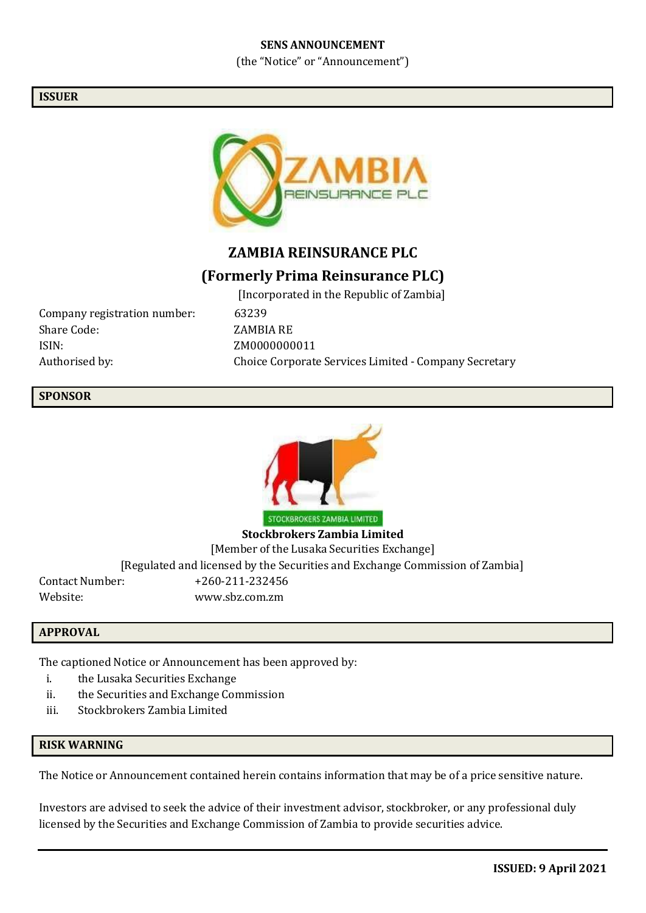**SENS ANNOUNCEMENT**

(the "Notice" or "Announcement")

## ISSUER

# ZAMBIA REINSURANCE PLC

## (Formerly Prima Reinsurance PLC)

[Incorporated in the Republic of Zambia]

| | |
|---|---|
| Company registration number: | 63239 |
| Share Code: | ZAMBIA RE |
| ISIN: | ZM0000000011 |
| Authorised by: | Choice Corporate Services Limited - Company Secretary |

## SPONSOR

STOCKBROKERS ZAMBIA LIMITED

**Stockbrokers Zambia Limited**

[Member of the Lusaka Securities Exchange]

[Regulated and licensed by the Securities and Exchange Commission of Zambia]

| | |
|---|---|
| Contact Number: | +260-211-232456 |
| Website: | www.sbz.com.zm |

## APPROVAL

The captioned Notice or Announcement has been approved by:

i. the Lusaka Securities Exchange
ii. the Securities and Exchange Commission
iii. Stockbrokers Zambia Limited

## RISK WARNING

The Notice or Announcement contained herein contains information that may be of a price sensitive nature.

Investors are advised to seek the advice of their investment advisor, stockbroker, or any professional duly licensed by the Securities and Exchange Commission of Zambia to provide securities advice.

**ISSUED: 9 April 2021**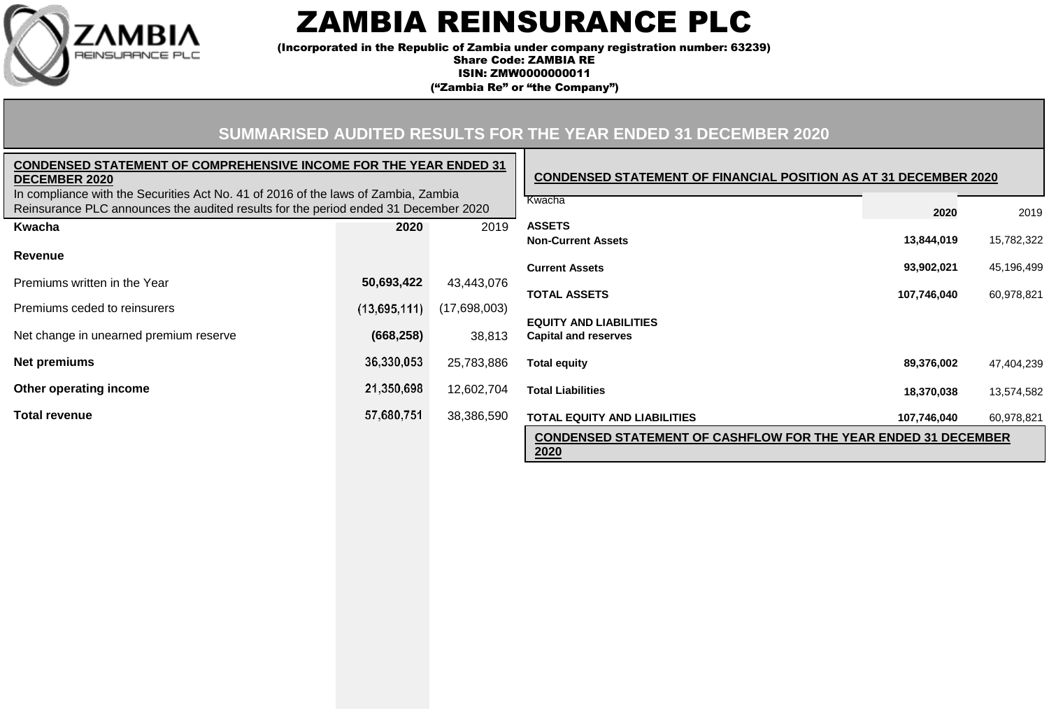# ZAMBIA REINSURANCE PLC

(Incorporated in the Republic of Zambia under company registration number: 63239)
Share Code: ZAMBIA RE
ISIN: ZMW0000000011
("Zambia Re" or "the Company")

## SUMMARISED AUDITED RESULTS FOR THE YEAR ENDED 31 DECEMBER 2020

### CONDENSED STATEMENT OF COMPREHENSIVE INCOME FOR THE YEAR ENDED 31 DECEMBER 2020

In compliance with the Securities Act No. 41 of 2016 of the laws of Zambia, Zambia Reinsurance PLC announces the audited results for the period ended 31 December 2020

| Kwacha | 2020 | 2019 |
|---|---|---|
| **Revenue** | | |
| Premiums written in the Year | **50,693,422** | 43,443,076 |
| Premiums ceded to reinsurers | (13,695,111) | (17,698,003) |
| Net change in unearned premium reserve | **(668,258)** | 38,813 |
| **Net premiums** | 36,330,053 | 25,783,886 |
| **Other operating income** | 21,350,698 | 12,602,704 |
| **Total revenue** | 57,680,751 | 38,386,590 |

### CONDENSED STATEMENT OF FINANCIAL POSITION AS AT 31 DECEMBER 2020

| Kwacha | 2020 | 2019 |
|---|---|---|
| **ASSETS** | | |
| **Non-Current Assets** | **13,844,019** | 15,782,322 |
| **Current Assets** | **93,902,021** | 45,196,499 |
| **TOTAL ASSETS** | **107,746,040** | 60,978,821 |
| **EQUITY AND LIABILITIES** | | |
| **Capital and reserves** | | |
| **Total equity** | **89,376,002** | 47,404,239 |
| **Total Liabilities** | **18,370,038** | 13,574,582 |
| **TOTAL EQUITY AND LIABILITIES** | **107,746,040** | 60,978,821 |

### CONDENSED STATEMENT OF CASHFLOW FOR THE YEAR ENDED 31 DECEMBER 2020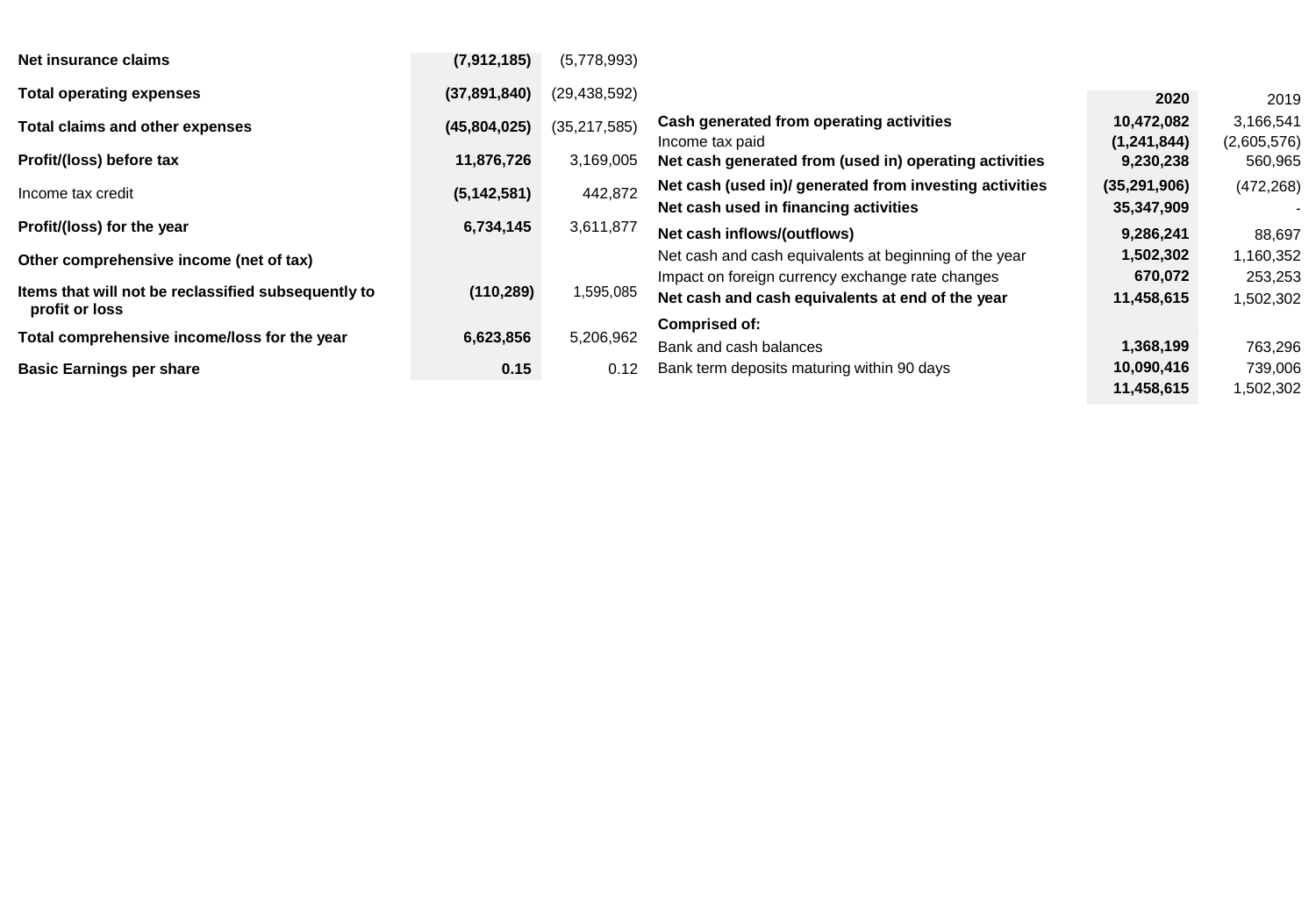| | | |
|---|---|---|
| **Net insurance claims** | **(7,912,185)** | (5,778,993) |
| **Total operating expenses** | **(37,891,840)** | (29,438,592) |
| **Total claims and other expenses** | **(45,804,025)** | (35,217,585) |
| **Profit/(loss) before tax** | **11,876,726** | 3,169,005 |
| Income tax credit | **(5,142,581)** | 442,872 |
| **Profit/(loss) for the year** | **6,734,145** | 3,611,877 |
| **Other comprehensive income (net of tax)** | | |
| **Items that will not be reclassified subsequently to profit or loss** | **(110,289)** | 1,595,085 |
| **Total comprehensive income/loss for the year** | **6,623,856** | 5,206,962 |
| **Basic Earnings per share** | **0.15** | 0.12 |

| | **2020** | 2019 |
|---|---|---|
| **Cash generated from operating activities** | **10,472,082** | 3,166,541 |
| Income tax paid | **(1,241,844)** | (2,605,576) |
| **Net cash generated from (used in) operating activities** | **9,230,238** | 560,965 |
| **Net cash (used in)/ generated from investing activities** | **(35,291,906)** | (472,268) |
| **Net cash used in financing activities** | **35,347,909** | - |
| **Net cash inflows/(outflows)** | **9,286,241** | 88,697 |
| Net cash and cash equivalents at beginning of the year | **1,502,302** | 1,160,352 |
| Impact on foreign currency exchange rate changes | **670,072** | 253,253 |
| **Net cash and cash equivalents at end of the year** | **11,458,615** | 1,502,302 |
| **Comprised of:** | | |
| Bank and cash balances | **1,368,199** | 763,296 |
| Bank term deposits maturing within 90 days | **10,090,416** | 739,006 |
| | **11,458,615** | 1,502,302 |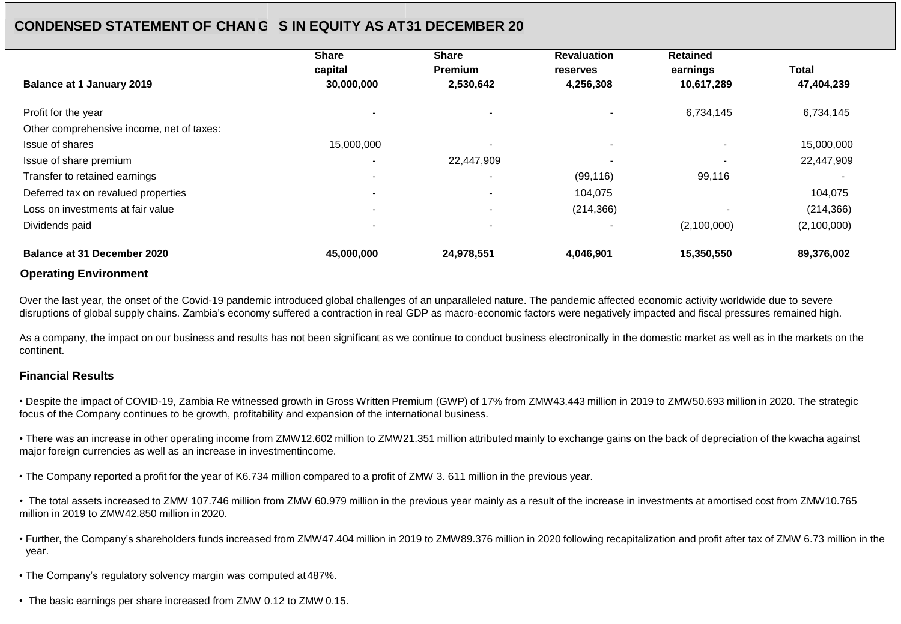## CONDENSED STATEMENT OF CHAN G S IN EQUITY AS AT31 DECEMBER 20

| | Share capital | Share Premium | Revaluation reserves | Retained earnings | Total |
|---|---|---|---|---|---|
| **Balance at 1 January 2019** | **30,000,000** | **2,530,642** | **4,256,308** | **10,617,289** | **47,404,239** |
| Profit for the year | - | - | - | 6,734,145 | 6,734,145 |
| Other comprehensive income, net of taxes: | | | | | |
| Issue of shares | 15,000,000 | - | - | - | 15,000,000 |
| Issue of share premium | - | 22,447,909 | - | - | 22,447,909 |
| Transfer to retained earnings | - | - | (99,116) | 99,116 | - |
| Deferred tax on revalued properties | - | - | 104,075 | | 104,075 |
| Loss on investments at fair value | - | - | (214,366) | - | (214,366) |
| Dividends paid | - | - | - | (2,100,000) | (2,100,000) |
| **Balance at 31 December 2020** | **45,000,000** | **24,978,551** | **4,046,901** | **15,350,550** | **89,376,002** |

### Operating Environment

Over the last year, the onset of the Covid-19 pandemic introduced global challenges of an unparalleled nature. The pandemic affected economic activity worldwide due to severe disruptions of global supply chains. Zambia's economy suffered a contraction in real GDP as macro-economic factors were negatively impacted and fiscal pressures remained high.

As a company, the impact on our business and results has not been significant as we continue to conduct business electronically in the domestic market as well as in the markets on the continent.

### Financial Results

- Despite the impact of COVID-19, Zambia Re witnessed growth in Gross Written Premium (GWP) of 17% from ZMW43.443 million in 2019 to ZMW50.693 million in 2020. The strategic focus of the Company continues to be growth, profitability and expansion of the international business.

- There was an increase in other operating income from ZMW12.602 million to ZMW21.351 million attributed mainly to exchange gains on the back of depreciation of the kwacha against major foreign currencies as well as an increase in investmentincome.

- The Company reported a profit for the year of K6.734 million compared to a profit of ZMW 3. 611 million in the previous year.

- The total assets increased to ZMW 107.746 million from ZMW 60.979 million in the previous year mainly as a result of the increase in investments at amortised cost from ZMW10.765 million in 2019 to ZMW42.850 million in 2020.

- Further, the Company's shareholders funds increased from ZMW47.404 million in 2019 to ZMW89.376 million in 2020 following recapitalization and profit after tax of ZMW 6.73 million in the year.

- The Company's regulatory solvency margin was computed at 487%.

- The basic earnings per share increased from ZMW 0.12 to ZMW 0.15.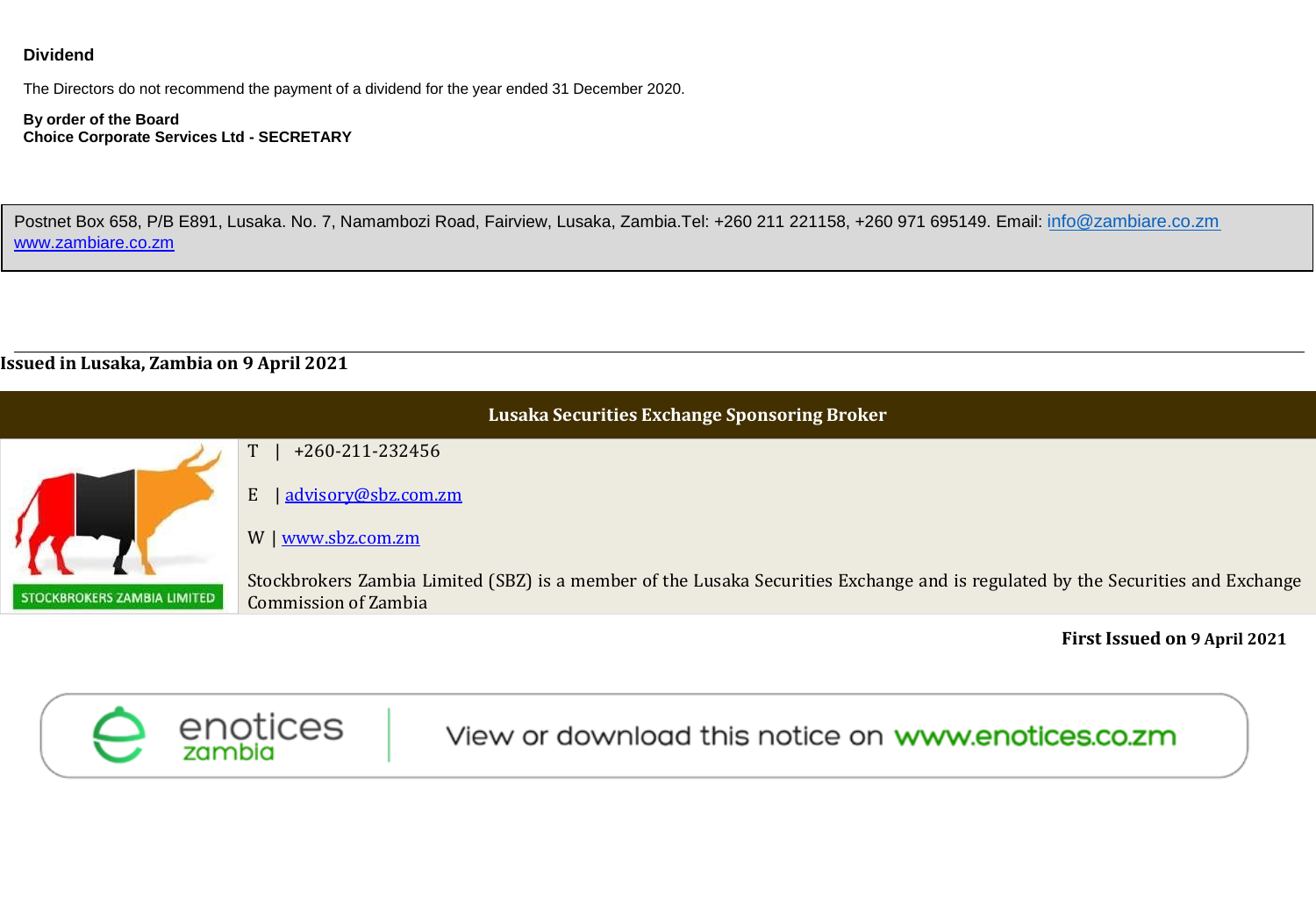**Dividend**

The Directors do not recommend the payment of a dividend for the year ended 31 December 2020.

**By order of the Board**
**Choice Corporate Services Ltd - SECRETARY**

Postnet Box 658, P/B E891, Lusaka. No. 7, Namambozi Road, Fairview, Lusaka, Zambia.Tel: +260 211 221158, +260 971 695149. Email: info@zambiare.co.zm www.zambiare.co.zm

---

**Issued in Lusaka, Zambia on 9 April 2021**

**Lusaka Securities Exchange Sponsoring Broker**

STOCKBROKERS ZAMBIA LIMITED

T | +260-211-232456

E | advisory@sbz.com.zm

W | www.sbz.com.zm

Stockbrokers Zambia Limited (SBZ) is a member of the Lusaka Securities Exchange and is regulated by the Securities and Exchange Commission of Zambia

**First Issued on 9 April 2021**

enotices zambia | View or download this notice on www.enotices.co.zm